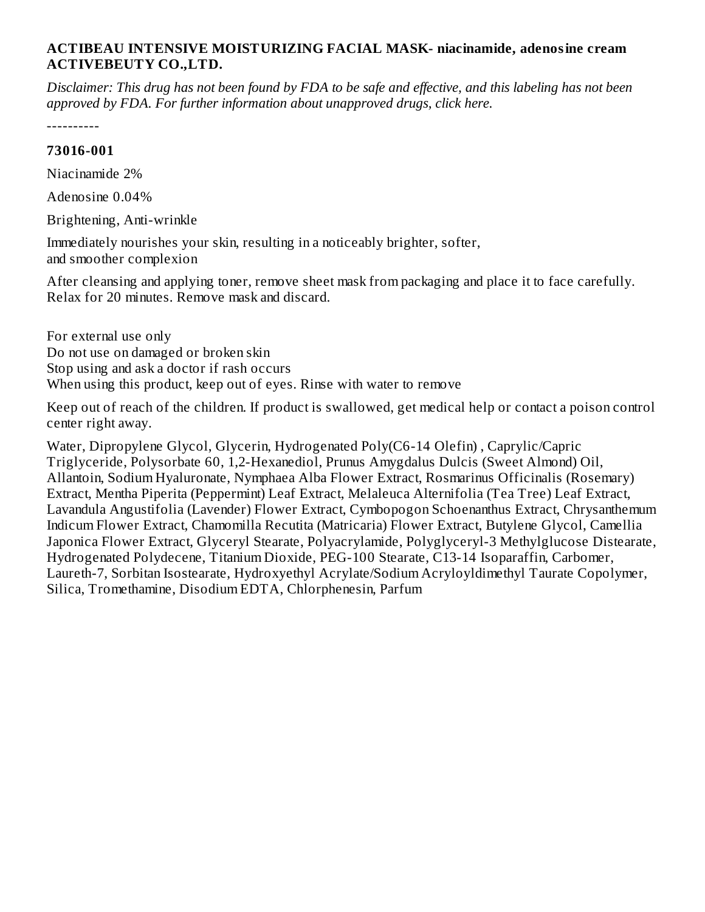**ACTIBEAU INTENSIVE MOISTURIZING FACIAL MASK- niacinamide, adenosine cream**
**ACTIVEBEUTY CO.,LTD.**

*Disclaimer: This drug has not been found by FDA to be safe and effective, and this labeling has not been approved by FDA. For further information about unapproved drugs, click here.*

----------

**73016-001**

Niacinamide 2%

Adenosine 0.04%

Brightening, Anti-wrinkle

Immediately nourishes your skin, resulting in a noticeably brighter, softer, and smoother complexion

After cleansing and applying toner, remove sheet mask from packaging and place it to face carefully. Relax for 20 minutes. Remove mask and discard.

For external use only
Do not use on damaged or broken skin
Stop using and ask a doctor if rash occurs
When using this product, keep out of eyes. Rinse with water to remove

Keep out of reach of the children. If product is swallowed, get medical help or contact a poison control center right away.

Water, Dipropylene Glycol, Glycerin, Hydrogenated Poly(C6-14 Olefin) , Caprylic/Capric Triglyceride, Polysorbate 60, 1,2-Hexanediol, Prunus Amygdalus Dulcis (Sweet Almond) Oil, Allantoin, Sodium Hyaluronate, Nymphaea Alba Flower Extract, Rosmarinus Officinalis (Rosemary) Extract, Mentha Piperita (Peppermint) Leaf Extract, Melaleuca Alternifolia (Tea Tree) Leaf Extract, Lavandula Angustifolia (Lavender) Flower Extract, Cymbopogon Schoenanthus Extract, Chrysanthemum Indicum Flower Extract, Chamomilla Recutita (Matricaria) Flower Extract, Butylene Glycol, Camellia Japonica Flower Extract, Glyceryl Stearate, Polyacrylamide, Polyglyceryl-3 Methylglucose Distearate, Hydrogenated Polydecene, Titanium Dioxide, PEG-100 Stearate, C13-14 Isoparaffin, Carbomer, Laureth-7, Sorbitan Isostearate, Hydroxyethyl Acrylate/Sodium Acryloyldimethyl Taurate Copolymer, Silica, Tromethamine, Disodium EDTA, Chlorphenesin, Parfum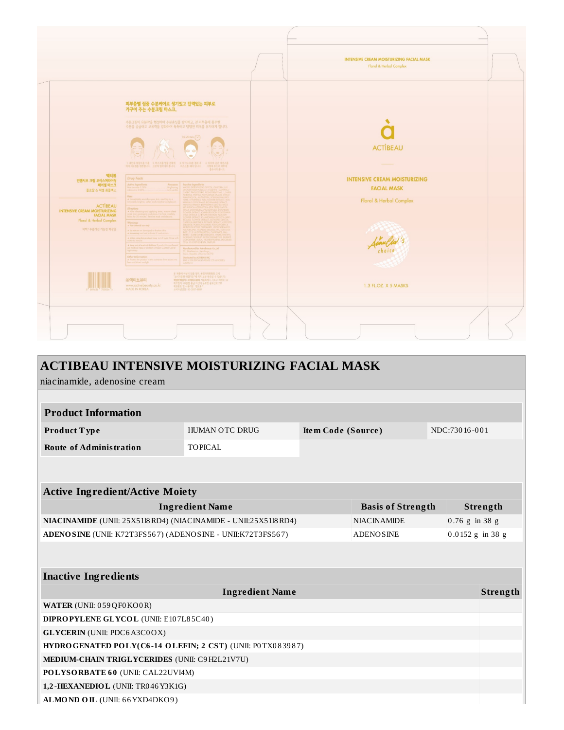INTENSIVE CREAM MOISTURIZING FACIAL MASK
Floral & Herbal Complex

ACTIBEAU

INTENSIVE CREAM MOISTURIZING FACIAL MASK

Floral & Herbal Complex

1.3 FL.OZ. X 5 MASKS

피부층별 집중 수분케어로 생기있고 탄력있는 피부로 가꾸어 주는 수분크림 마스크.

액티뷰
인텐시브 크림 모이스처라이징 페이셜 마스크
플로랄 & 허벌 콤플렉스

ACTIBEAU
INTENSIVE CREAM MOISTURIZING FACIAL MASK
Floral & Herbal Complex

# ACTIBEAU INTENSIVE MOISTURIZING FACIAL MASK

niacinamide, adenosine cream

## Product Information

| Product Type | HUMAN OTC DRUG | Item Code (Source) | NDC:73016-001 |
|---|---|---|---|
| Route of Administration | TOPICAL | | |

## Active Ingredient/Active Moiety

| Ingredient Name | Basis of Strength | Strength |
|---|---|---|
| **NIACINAMIDE** (UNII: 25X51I8RD4) (NIACINAMIDE - UNII:25X51I8RD4) | NIACINAMIDE | 0.76 g in 38 g |
| **ADENOSINE** (UNII: K72T3FS567) (ADENOSINE - UNII:K72T3FS567) | ADENOSINE | 0.0152 g in 38 g |

## Inactive Ingredients

| Ingredient Name | Strength |
|---|---|
| **WATER** (UNII: 059QF0KO0R) | |
| **DIPROPYLENE GLYCOL** (UNII: E107L85C40) | |
| **GLYCERIN** (UNII: PDC6A3C0OX) | |
| **HYDROGENATED POLY(C6-14 OLEFIN; 2 CST)** (UNII: P0TX083987) | |
| **MEDIUM-CHAIN TRIGLYCERIDES** (UNII: C9H2L21V7U) | |
| **POLYSORBATE 60** (UNII: CAL22UVI4M) | |
| **1,2-HEXANEDIOL** (UNII: TR046Y3K1G) | |
| **ALMOND OIL** (UNII: 66YXD4DKO9) | |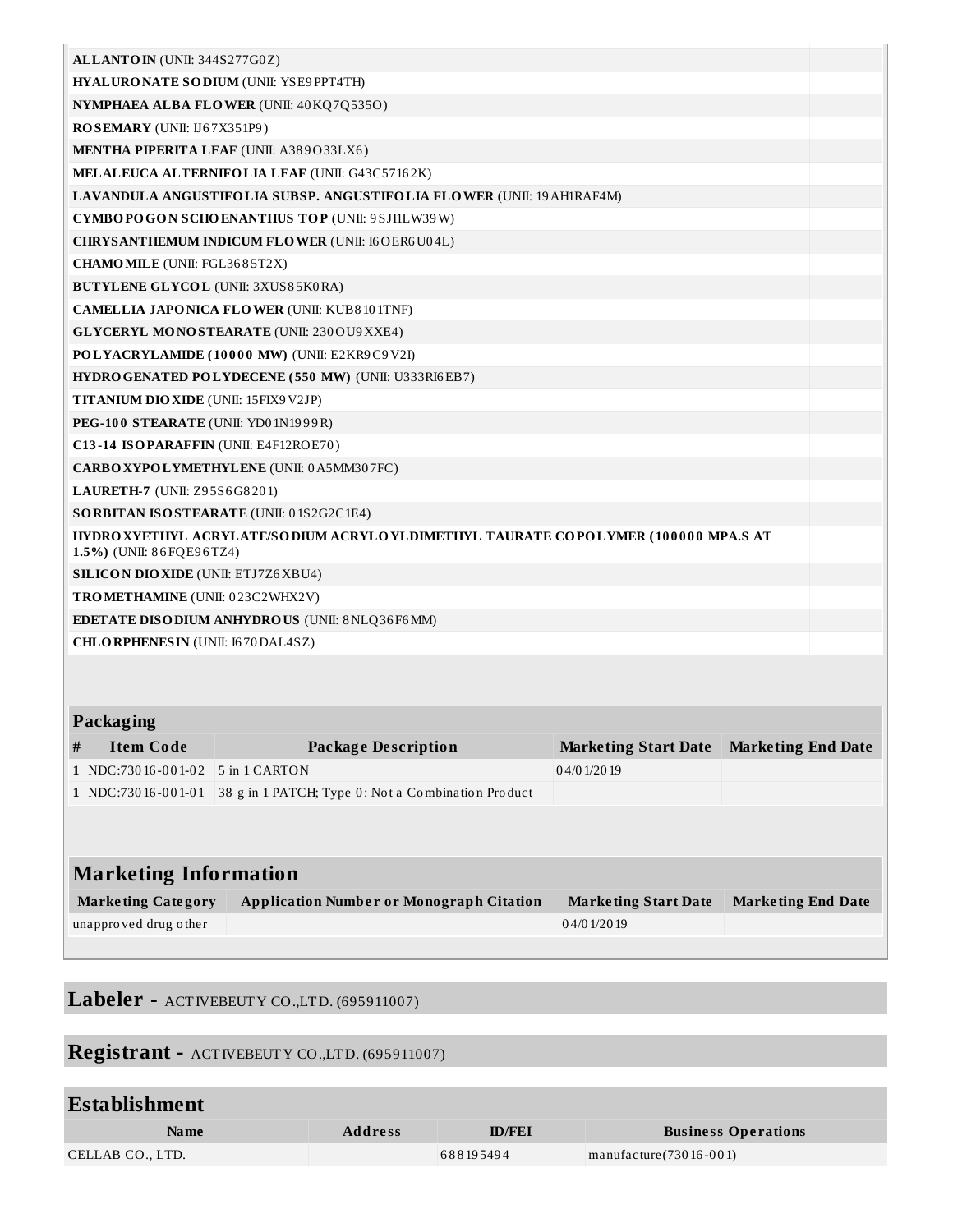| | |
|---|---|
| **ALLANTOIN** (UNII: 344S277G0Z) | |
| **HYALURONATE SODIUM** (UNII: YSE9PPT4TH) | |
| **NYMPHAEA ALBA FLOWER** (UNII: 40KQ7Q535O) | |
| **ROSEMARY** (UNII: IJ67X351P9) | |
| **MENTHA PIPERITA LEAF** (UNII: A389O33LX6) | |
| **MELALEUCA ALTERNIFOLIA LEAF** (UNII: G43C57162K) | |
| **LAVANDULA ANGUSTIFOLIA SUBSP. ANGUSTIFOLIA FLOWER** (UNII: 19AHIRAF4M) | |
| **CYMBOPOGON SCHOENANTHUS TOP** (UNII: 9SJI1LW39W) | |
| **CHRYSANTHEMUM INDICUM FLOWER** (UNII: I6OER6U04L) | |
| **CHAMOMILE** (UNII: FGL3685T2X) | |
| **BUTYLENE GLYCOL** (UNII: 3XUS85K0RA) | |
| **CAMELLIA JAPONICA FLOWER** (UNII: KUB8101TNF) | |
| **GLYCERYL MONOSTEARATE** (UNII: 230OU9XXE4) | |
| **POLYACRYLAMIDE (10000 MW)** (UNII: E2KR9C9V2I) | |
| **HYDROGENATED POLYDECENE (550 MW)** (UNII: U333RI6EB7) | |
| **TITANIUM DIOXIDE** (UNII: 15FIX9V2JP) | |
| **PEG-100 STEARATE** (UNII: YD01N1999R) | |
| **C13-14 ISOPARAFFIN** (UNII: E4F12ROE70) | |
| **CARBOXYPOLYMETHYLENE** (UNII: 0A5MM307FC) | |
| **LAURETH-7** (UNII: Z95S6G8201) | |
| **SORBITAN ISOSTEARATE** (UNII: 01S2G2C1E4) | |
| **HYDROXYETHYL ACRYLATE/SODIUM ACRYLOYLDIMETHYL TAURATE COPOLYMER (100000 MPA.S AT 1.5%)** (UNII: 86FQE96TZ4) | |
| **SILICON DIOXIDE** (UNII: ETJ7Z6XBU4) | |
| **TROMETHAMINE** (UNII: 023C2WHX2V) | |
| **EDETATE DISODIUM ANHYDROUS** (UNII: 8NLQ36F6MM) | |
| **CHLORPHENESIN** (UNII: I670DAL4SZ) | |

## Packaging

| # | Item Code | Package Description | Marketing Start Date | Marketing End Date |
|---|---|---|---|---|
| 1 | NDC:73016-001-02 | 5 in 1 CARTON | 04/01/2019 | |
| 1 | NDC:73016-001-01 | 38 g in 1 PATCH; Type 0: Not a Combination Product | | |

## Marketing Information

| Marketing Category | Application Number or Monograph Citation | Marketing Start Date | Marketing End Date |
|---|---|---|---|
| unapproved drug other | | 04/01/2019 | |

## Labeler - ACTIVEBEUTY CO.,LTD. (695911007)

## Registrant - ACTIVEBEUTY CO.,LTD. (695911007)

## Establishment

| Name | Address | ID/FEI | Business Operations |
|---|---|---|---|
| CELLAB CO., LTD. | | 688195494 | manufacture(73016-001) |